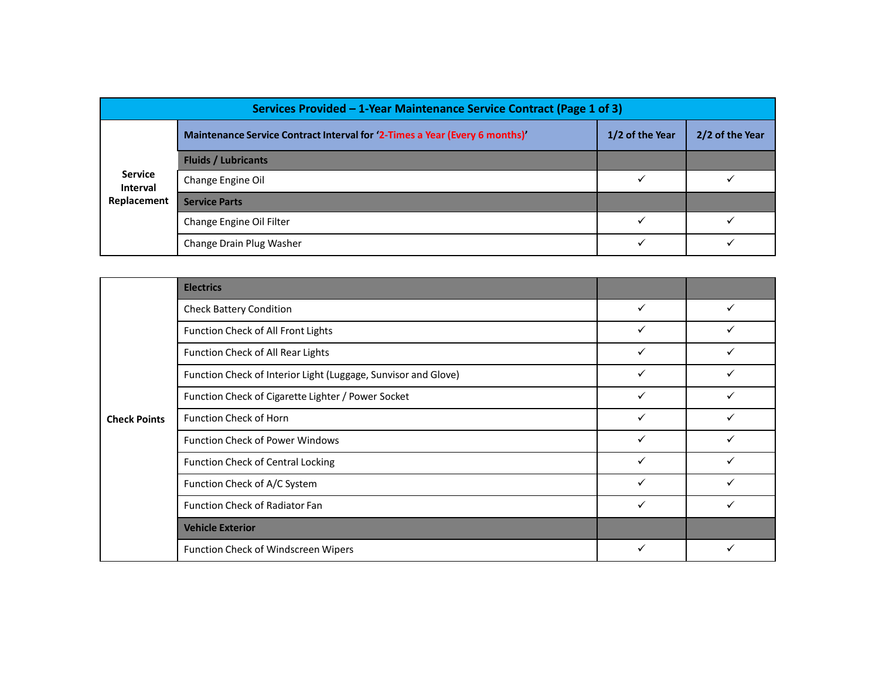| Services Provided – 1-Year Maintenance Service Contract (Page 1 of 3) | | | |
|---|---|---|---|
| | **Maintenance Service Contract Interval for '2-Times a Year (Every 6 months)'** | **1/2 of the Year** | **2/2 of the Year** |
| **Service Interval Replacement** | **Fluids / Lubricants** | | |
| | Change Engine Oil | ✓ | ✓ |
| | **Service Parts** | | |
| | Change Engine Oil Filter | ✓ | ✓ |
| | Change Drain Plug Washer | ✓ | ✓ |

| | | | |
|---|---|---|---|
| **Check Points** | **Electrics** | | |
| | Check Battery Condition | ✓ | ✓ |
| | Function Check of All Front Lights | ✓ | ✓ |
| | Function Check of All Rear Lights | ✓ | ✓ |
| | Function Check of Interior Light (Luggage, Sunvisor and Glove) | ✓ | ✓ |
| | Function Check of Cigarette Lighter / Power Socket | ✓ | ✓ |
| | Function Check of Horn | ✓ | ✓ |
| | Function Check of Power Windows | ✓ | ✓ |
| | Function Check of Central Locking | ✓ | ✓ |
| | Function Check of A/C System | ✓ | ✓ |
| | Function Check of Radiator Fan | ✓ | ✓ |
| | **Vehicle Exterior** | | |
| | Function Check of Windscreen Wipers | ✓ | ✓ |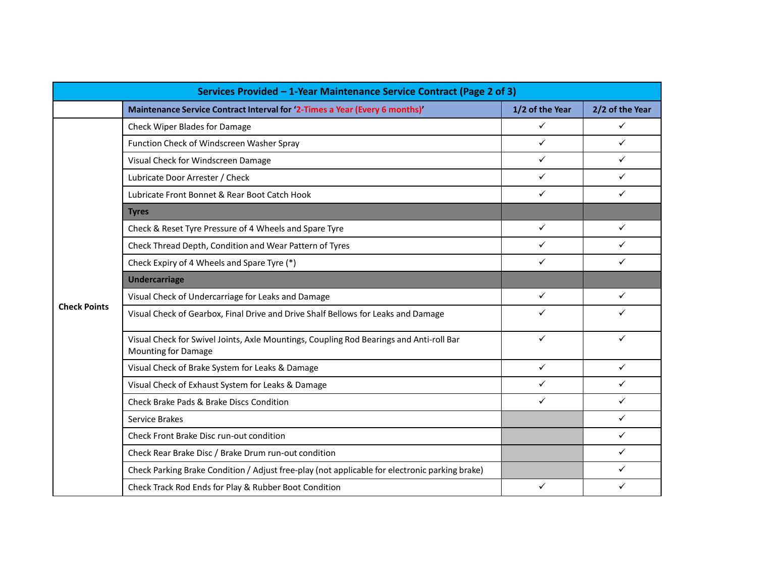| Services Provided – 1-Year Maintenance Service Contract (Page 2 of 3) | | | |
|---|---|---|---|
| | Maintenance Service Contract Interval for '2-Times a Year (Every 6 months)' | 1/2 of the Year | 2/2 of the Year |
| Check Points | Check Wiper Blades for Damage | ✓ | ✓ |
| | Function Check of Windscreen Washer Spray | ✓ | ✓ |
| | Visual Check for Windscreen Damage | ✓ | ✓ |
| | Lubricate Door Arrester / Check | ✓ | ✓ |
| | Lubricate Front Bonnet & Rear Boot Catch Hook | ✓ | ✓ |
| | **Tyres** | | |
| | Check & Reset Tyre Pressure of 4 Wheels and Spare Tyre | ✓ | ✓ |
| | Check Thread Depth, Condition and Wear Pattern of Tyres | ✓ | ✓ |
| | Check Expiry of 4 Wheels and Spare Tyre (*) | ✓ | ✓ |
| | **Undercarriage** | | |
| | Visual Check of Undercarriage for Leaks and Damage | ✓ | ✓ |
| | Visual Check of Gearbox, Final Drive and Drive Shalf Bellows for Leaks and Damage | ✓ | ✓ |
| | Visual Check for Swivel Joints, Axle Mountings, Coupling Rod Bearings and Anti-roll Bar Mounting for Damage | ✓ | ✓ |
| | Visual Check of Brake System for Leaks & Damage | ✓ | ✓ |
| | Visual Check of Exhaust System for Leaks & Damage | ✓ | ✓ |
| | Check Brake Pads & Brake Discs Condition | ✓ | ✓ |
| | Service Brakes | | ✓ |
| | Check Front Brake Disc run-out condition | | ✓ |
| | Check Rear Brake Disc / Brake Drum run-out condition | | ✓ |
| | Check Parking Brake Condition / Adjust free-play (not applicable for electronic parking brake) | | ✓ |
| | Check Track Rod Ends for Play & Rubber Boot Condition | ✓ | ✓ |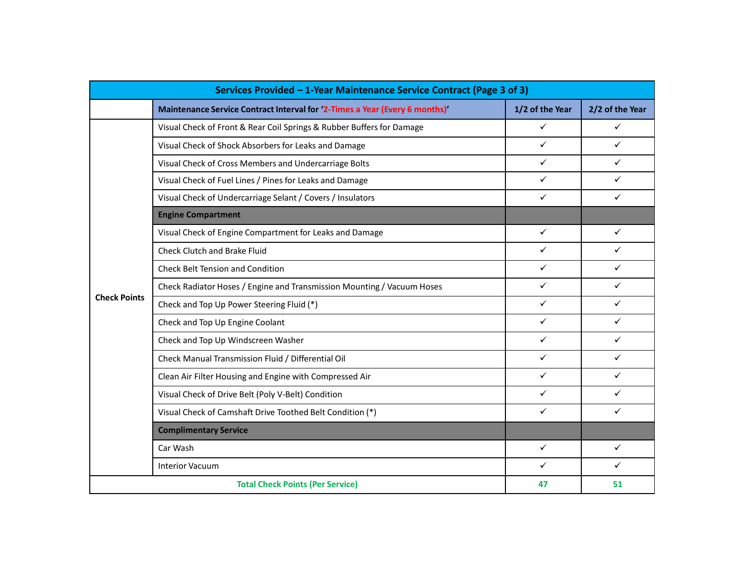| Services Provided – 1-Year Maintenance Service Contract (Page 3 of 3) | | | |
|---|---|---|---|
| | Maintenance Service Contract Interval for '2-Times a Year (Every 6 months)' | 1/2 of the Year | 2/2 of the Year |
| Check Points | Visual Check of Front & Rear Coil Springs & Rubber Buffers for Damage | ✓ | ✓ |
| | Visual Check of Shock Absorbers for Leaks and Damage | ✓ | ✓ |
| | Visual Check of Cross Members and Undercarriage Bolts | ✓ | ✓ |
| | Visual Check of Fuel Lines / Pines for Leaks and Damage | ✓ | ✓ |
| | Visual Check of Undercarriage Selant / Covers / Insulators | ✓ | ✓ |
| | **Engine Compartment** | | |
| | Visual Check of Engine Compartment for Leaks and Damage | ✓ | ✓ |
| | Check Clutch and Brake Fluid | ✓ | ✓ |
| | Check Belt Tension and Condition | ✓ | ✓ |
| | Check Radiator Hoses / Engine and Transmission Mounting / Vacuum Hoses | ✓ | ✓ |
| | Check and Top Up Power Steering Fluid (*) | ✓ | ✓ |
| | Check and Top Up Engine Coolant | ✓ | ✓ |
| | Check and Top Up Windscreen Washer | ✓ | ✓ |
| | Check Manual Transmission Fluid / Differential Oil | ✓ | ✓ |
| | Clean Air Filter Housing and Engine with Compressed Air | ✓ | ✓ |
| | Visual Check of Drive Belt (Poly V-Belt) Condition | ✓ | ✓ |
| | Visual Check of Camshaft Drive Toothed Belt Condition (*) | ✓ | ✓ |
| | **Complimentary Service** | | |
| | Car Wash | ✓ | ✓ |
| | Interior Vacuum | ✓ | ✓ |
| Total Check Points (Per Service) | | 47 | 51 |